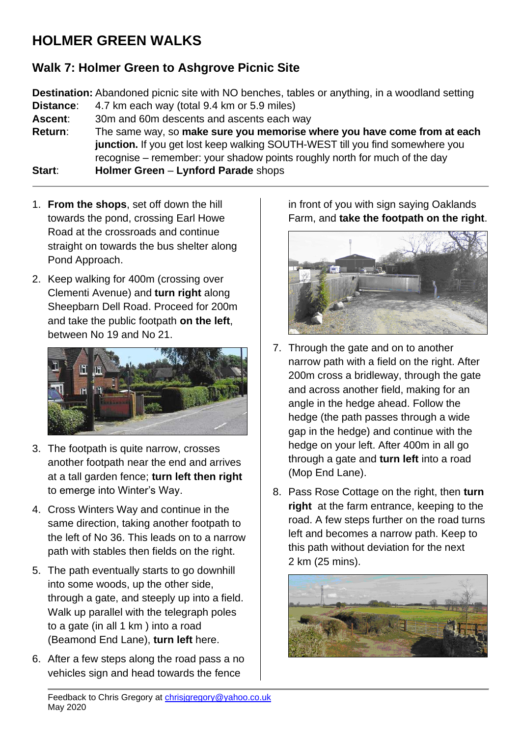# HOLMER GREEN WALKS

## Walk 7: Holmer Green to Ashgrove Picnic Site

**Destination:** Abandoned picnic site with NO benches, tables or anything, in a woodland setting
**Distance**: 4.7 km each way (total 9.4 km or 5.9 miles)
**Ascent**: 30m and 60m descents and ascents each way
**Return**: The same way, so **make sure you memorise where you have come from at each junction.** If you get lost keep walking SOUTH-WEST till you find somewhere you recognise – remember: your shadow points roughly north for much of the day
**Start**: **Holmer Green** – **Lynford Parade** shops

1. **From the shops**, set off down the hill towards the pond, crossing Earl Howe Road at the crossroads and continue straight on towards the bus shelter along Pond Approach.
2. Keep walking for 400m (crossing over Clementi Avenue) and **turn right** along Sheepbarn Dell Road. Proceed for 200m and take the public footpath **on the left**, between No 19 and No 21.
3. The footpath is quite narrow, crosses another footpath near the end and arrives at a tall garden fence; **turn left then right** to emerge into Winter's Way.
4. Cross Winters Way and continue in the same direction, taking another footpath to the left of No 36. This leads on to a narrow path with stables then fields on the right.
5. The path eventually starts to go downhill into some woods, up the other side, through a gate, and steeply up into a field. Walk up parallel with the telegraph poles to a gate (in all 1 km ) into a road (Beamond End Lane), **turn left** here.
6. After a few steps along the road pass a no vehicles sign and head towards the fence in front of you with sign saying Oaklands Farm, and **take the footpath on the right**.
7. Through the gate and on to another narrow path with a field on the right. After 200m cross a bridleway, through the gate and across another field, making for an angle in the hedge ahead. Follow the hedge (the path passes through a wide gap in the hedge) and continue with the hedge on your left. After 400m in all go through a gate and **turn left** into a road (Mop End Lane).
8. Pass Rose Cottage on the right, then **turn right** at the farm entrance, keeping to the road. A few steps further on the road turns left and becomes a narrow path. Keep to this path without deviation for the next 2 km (25 mins).

Feedback to Chris Gregory at chrisjgregory@yahoo.co.uk
May 2020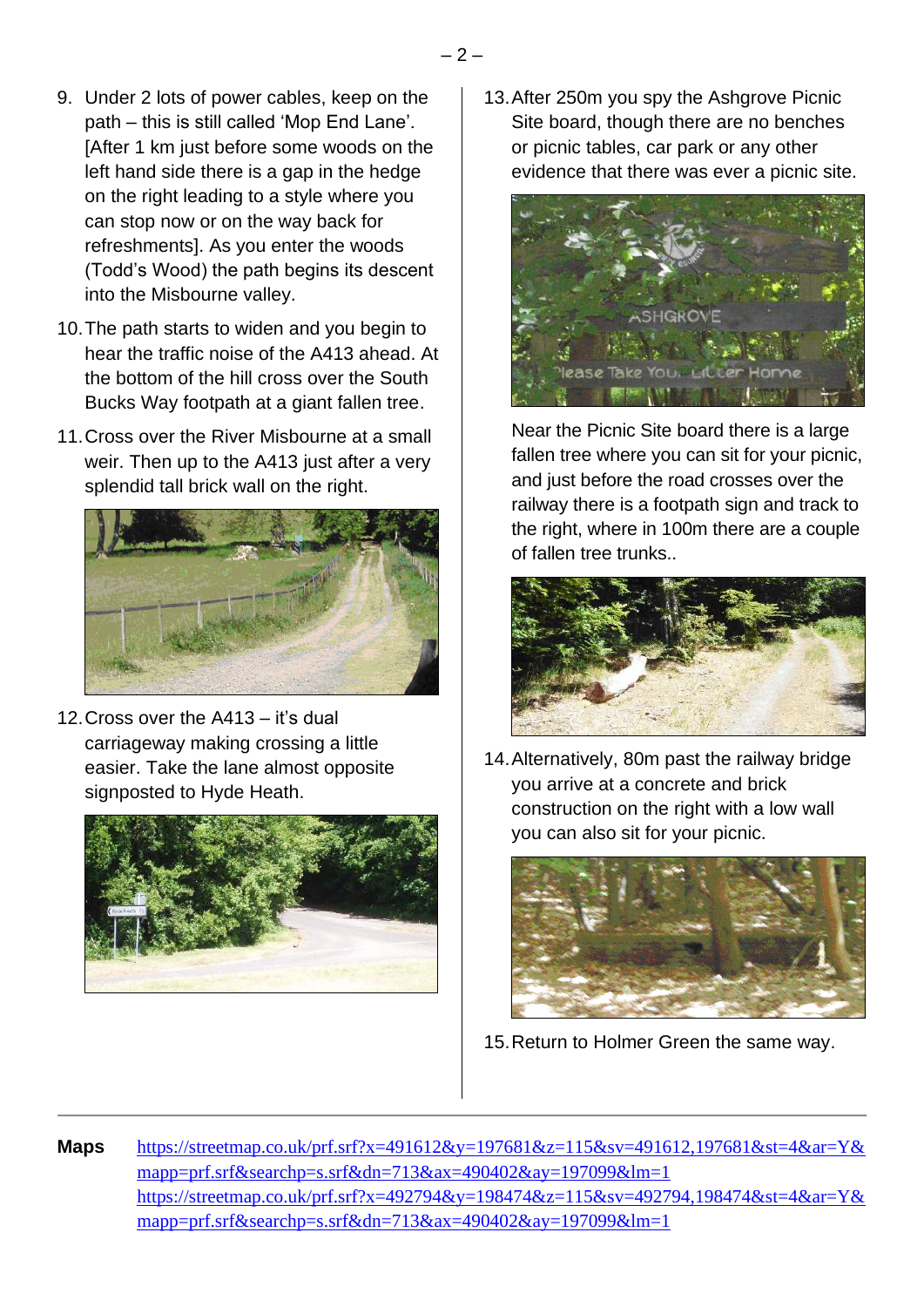9. Under 2 lots of power cables, keep on the path – this is still called 'Mop End Lane'. [After 1 km just before some woods on the left hand side there is a gap in the hedge on the right leading to a style where you can stop now or on the way back for refreshments]. As you enter the woods (Todd's Wood) the path begins its descent into the Misbourne valley.

10. The path starts to widen and you begin to hear the traffic noise of the A413 ahead. At the bottom of the hill cross over the South Bucks Way footpath at a giant fallen tree.

11. Cross over the River Misbourne at a small weir. Then up to the A413 just after a very splendid tall brick wall on the right.

12. Cross over the A413 – it's dual carriageway making crossing a little easier. Take the lane almost opposite signposted to Hyde Heath.

13. After 250m you spy the Ashgrove Picnic Site board, though there are no benches or picnic tables, car park or any other evidence that there was ever a picnic site.

    Near the Picnic Site board there is a large fallen tree where you can sit for your picnic, and just before the road crosses over the railway there is a footpath sign and track to the right, where in 100m there are a couple of fallen tree trunks..

14. Alternatively, 80m past the railway bridge you arrive at a concrete and brick construction on the right with a low wall you can also sit for your picnic.

15. Return to Holmer Green the same way.

**Maps** https://streetmap.co.uk/prf.srf?x=491612&y=197681&z=115&sv=491612,197681&st=4&ar=Y&mapp=prf.srf&searchp=s.srf&dn=713&ax=490402&ay=197099&lm=1
https://streetmap.co.uk/prf.srf?x=492794&y=198474&z=115&sv=492794,198474&st=4&ar=Y&mapp=prf.srf&searchp=s.srf&dn=713&ax=490402&ay=197099&lm=1